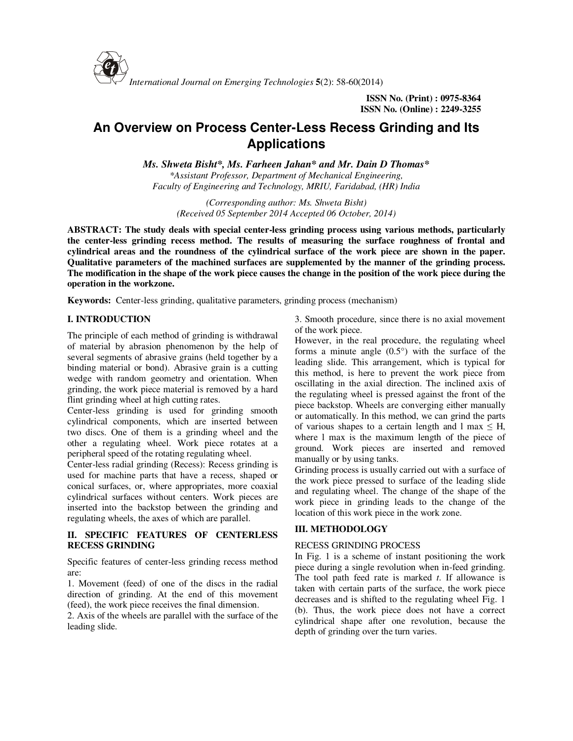ISSN No. (Print) : 0975-8364
ISSN No. (Online) : 2249-3255

# An Overview on Process Center-Less Recess Grinding and Its Applications

***Ms. Shweta Bisht\*, Ms. Farheen Jahan\* and Mr. Dain D Thomas\****

*\*Assistant Professor, Department of Mechanical Engineering, Faculty of Engineering and Technology, MRIU, Faridabad, (HR) India*

*(Corresponding author: Ms. Shweta Bisht)*
*(Received 05 September 2014 Accepted 06 October, 2014)*

**ABSTRACT: The study deals with special center-less grinding process using various methods, particularly the center-less grinding recess method. The results of measuring the surface roughness of frontal and cylindrical areas and the roundness of the cylindrical surface of the work piece are shown in the paper. Qualitative parameters of the machined surfaces are supplemented by the manner of the grinding process. The modification in the shape of the work piece causes the change in the position of the work piece during the operation in the workzone.**

**Keywords:** Center-less grinding, qualitative parameters, grinding process (mechanism)

## I. INTRODUCTION

The principle of each method of grinding is withdrawal of material by abrasion phenomenon by the help of several segments of abrasive grains (held together by a binding material or bond). Abrasive grain is a cutting wedge with random geometry and orientation. When grinding, the work piece material is removed by a hard flint grinding wheel at high cutting rates.

Center-less grinding is used for grinding smooth cylindrical components, which are inserted between two discs. One of them is a grinding wheel and the other a regulating wheel. Work piece rotates at a peripheral speed of the rotating regulating wheel.

Center-less radial grinding (Recess): Recess grinding is used for machine parts that have a recess, shaped or conical surfaces, or, where appropriates, more coaxial cylindrical surfaces without centers. Work pieces are inserted into the backstop between the grinding and regulating wheels, the axes of which are parallel.

## II. SPECIFIC FEATURES OF CENTERLESS RECESS GRINDING

Specific features of center-less grinding recess method are:

1. Movement (feed) of one of the discs in the radial direction of grinding. At the end of this movement (feed), the work piece receives the final dimension.
2. Axis of the wheels are parallel with the surface of the leading slide.
3. Smooth procedure, since there is no axial movement of the work piece.

However, in the real procedure, the regulating wheel forms a minute angle (0.5°) with the surface of the leading slide. This arrangement, which is typical for this method, is here to prevent the work piece from oscillating in the axial direction. The inclined axis of the regulating wheel is pressed against the front of the piece backstop. Wheels are converging either manually or automatically. In this method, we can grind the parts of various shapes to a certain length and $l$ max $\leq$ H, where $l$ max is the maximum length of the piece of ground. Work pieces are inserted and removed manually or by using tanks.

Grinding process is usually carried out with a surface of the work piece pressed to surface of the leading slide and regulating wheel. The change of the shape of the work piece in grinding leads to the change of the location of this work piece in the work zone.

## III. METHODOLOGY

RECESS GRINDING PROCESS

In Fig. 1 is a scheme of instant positioning the work piece during a single revolution when in-feed grinding. The tool path feed rate is marked $t$. If allowance is taken with certain parts of the surface, the work piece decreases and is shifted to the regulating wheel Fig. 1 (b). Thus, the work piece does not have a correct cylindrical shape after one revolution, because the depth of grinding over the turn varies.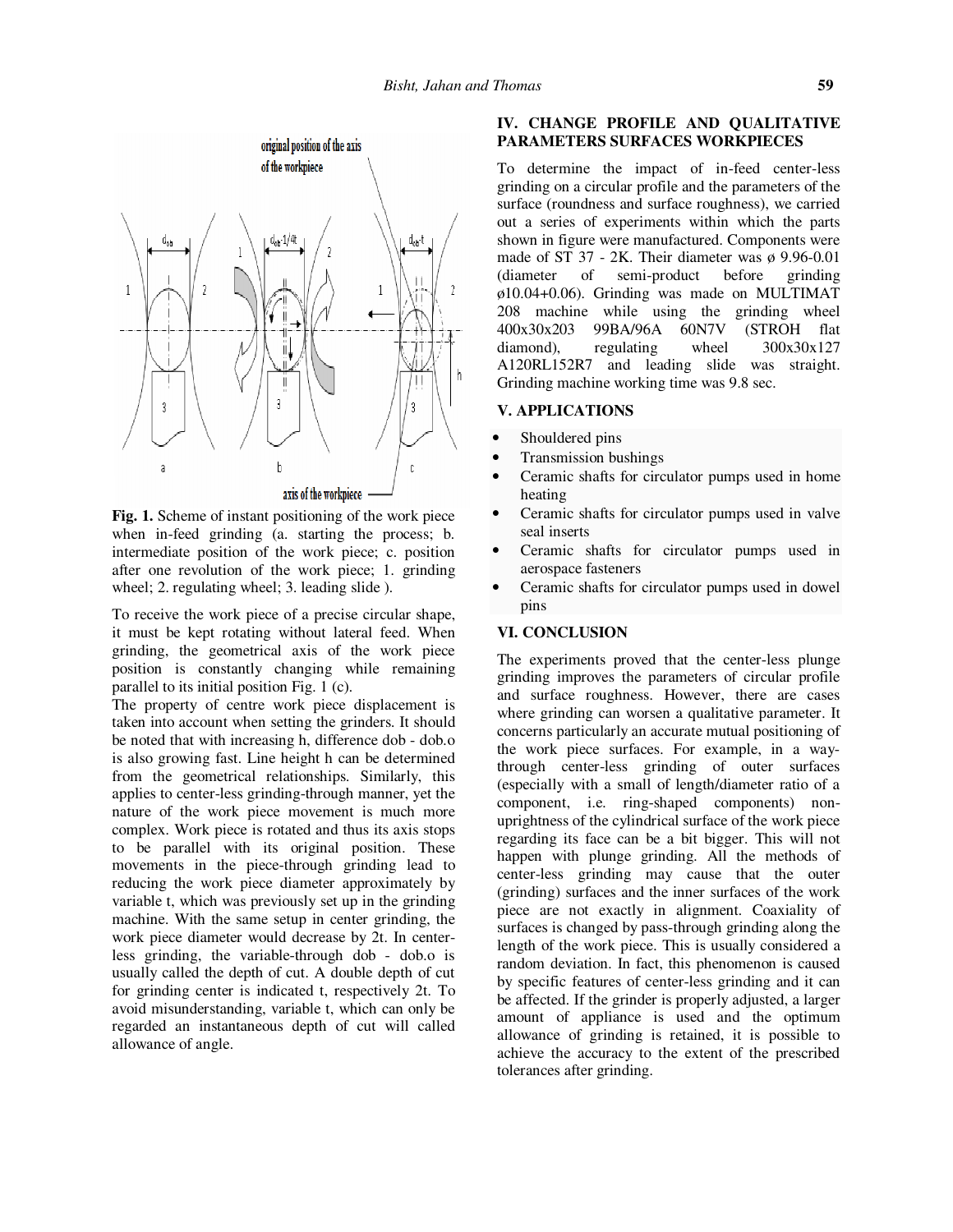Fig. 1. Scheme of instant positioning of the work piece when in-feed grinding (a. starting the process; b. intermediate position of the work piece; c. position after one revolution of the work piece; 1. grinding wheel; 2. regulating wheel; 3. leading slide ).

To receive the work piece of a precise circular shape, it must be kept rotating without lateral feed. When grinding, the geometrical axis of the work piece position is constantly changing while remaining parallel to its initial position Fig. 1 (c).

The property of centre work piece displacement is taken into account when setting the grinders. It should be noted that with increasing h, difference dob - dob.o is also growing fast. Line height h can be determined from the geometrical relationships. Similarly, this applies to center-less grinding-through manner, yet the nature of the work piece movement is much more complex. Work piece is rotated and thus its axis stops to be parallel with its original position. These movements in the piece-through grinding lead to reducing the work piece diameter approximately by variable t, which was previously set up in the grinding machine. With the same setup in center grinding, the work piece diameter would decrease by 2t. In center-less grinding, the variable-through dob - dob.o is usually called the depth of cut. A double depth of cut for grinding center is indicated t, respectively 2t. To avoid misunderstanding, variable t, which can only be regarded an instantaneous depth of cut will called allowance of angle.

## IV. CHANGE PROFILE AND QUALITATIVE PARAMETERS SURFACES WORKPIECES

To determine the impact of in-feed center-less grinding on a circular profile and the parameters of the surface (roundness and surface roughness), we carried out a series of experiments within which the parts shown in figure were manufactured. Components were made of ST 37 - 2K. Their diameter was ø 9.96-0.01 (diameter of semi-product before grinding ø10.04+0.06). Grinding was made on MULTIMAT 208 machine while using the grinding wheel 400x30x203 99BA/96A 60N7V (STROH flat diamond), regulating wheel 300x30x127 A120RL152R7 and leading slide was straight. Grinding machine working time was 9.8 sec.

## V. APPLICATIONS

- Shouldered pins
- Transmission bushings
- Ceramic shafts for circulator pumps used in home heating
- Ceramic shafts for circulator pumps used in valve seal inserts
- Ceramic shafts for circulator pumps used in aerospace fasteners
- Ceramic shafts for circulator pumps used in dowel pins

## VI. CONCLUSION

The experiments proved that the center-less plunge grinding improves the parameters of circular profile and surface roughness. However, there are cases where grinding can worsen a qualitative parameter. It concerns particularly an accurate mutual positioning of the work piece surfaces. For example, in a way-through center-less grinding of outer surfaces (especially with a small of length/diameter ratio of a component, i.e. ring-shaped components) non-uprightness of the cylindrical surface of the work piece regarding its face can be a bit bigger. This will not happen with plunge grinding. All the methods of center-less grinding may cause that the outer (grinding) surfaces and the inner surfaces of the work piece are not exactly in alignment. Coaxiality of surfaces is changed by pass-through grinding along the length of the work piece. This is usually considered a random deviation. In fact, this phenomenon is caused by specific features of center-less grinding and it can be affected. If the grinder is properly adjusted, a larger amount of appliance is used and the optimum allowance of grinding is retained, it is possible to achieve the accuracy to the extent of the prescribed tolerances after grinding.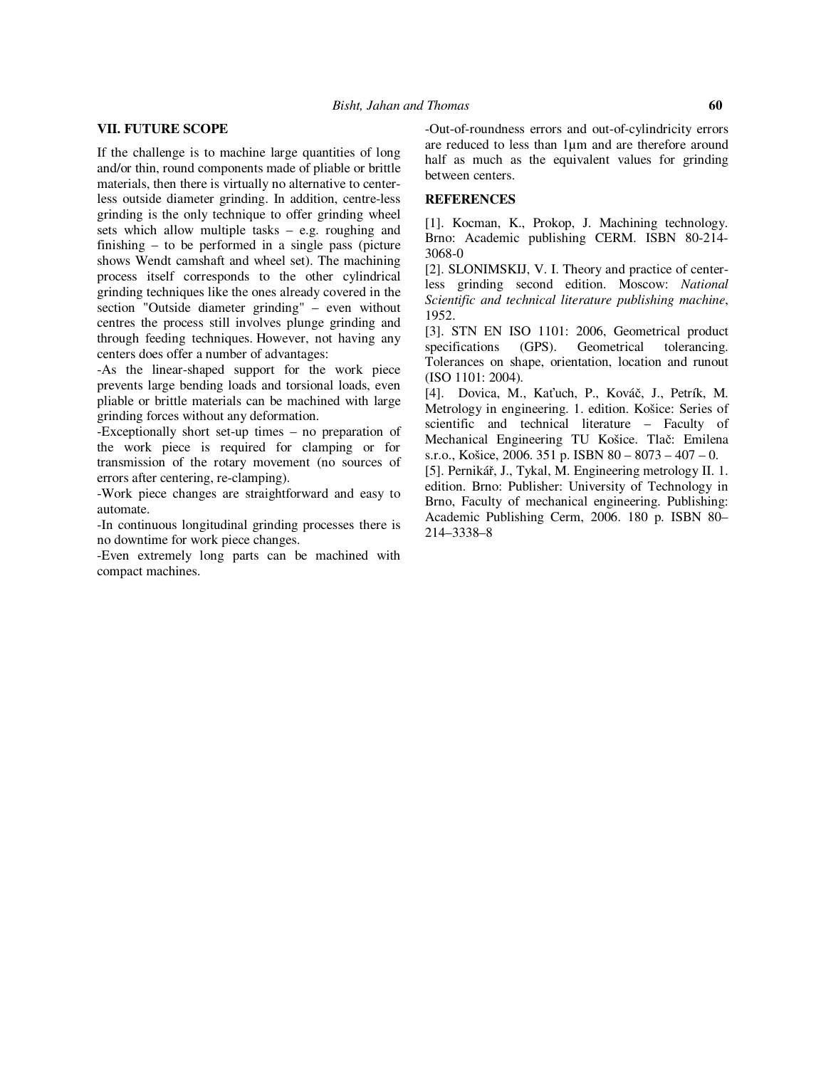## VII. FUTURE SCOPE

If the challenge is to machine large quantities of long and/or thin, round components made of pliable or brittle materials, then there is virtually no alternative to center-less outside diameter grinding. In addition, centre-less grinding is the only technique to offer grinding wheel sets which allow multiple tasks – e.g. roughing and finishing – to be performed in a single pass (picture shows Wendt camshaft and wheel set). The machining process itself corresponds to the other cylindrical grinding techniques like the ones already covered in the section "Outside diameter grinding" – even without centres the process still involves plunge grinding and through feeding techniques. However, not having any centers does offer a number of advantages:

-As the linear-shaped support for the work piece prevents large bending loads and torsional loads, even pliable or brittle materials can be machined with large grinding forces without any deformation.

-Exceptionally short set-up times – no preparation of the work piece is required for clamping or for transmission of the rotary movement (no sources of errors after centering, re-clamping).

-Work piece changes are straightforward and easy to automate.

-In continuous longitudinal grinding processes there is no downtime for work piece changes.

-Even extremely long parts can be machined with compact machines.

-Out-of-roundness errors and out-of-cylindricity errors are reduced to less than 1μm and are therefore around half as much as the equivalent values for grinding between centers.

## REFERENCES

[1]. Kocman, K., Prokop, J. Machining technology. Brno: Academic publishing CERM. ISBN 80-214-3068-0

[2]. SLONIMSKIJ, V. I. Theory and practice of center-less grinding second edition. Moscow: *National Scientific and technical literature publishing machine*, 1952.

[3]. STN EN ISO 1101: 2006, Geometrical product specifications (GPS). Geometrical tolerancing. Tolerances on shape, orientation, location and runout (ISO 1101: 2004).

[4]. Dovica, M., Kaťuch, P., Kováč, J., Petrík, M. Metrology in engineering. 1. edition. Košice: Series of scientific and technical literature – Faculty of Mechanical Engineering TU Košice. Tlač: Emilena s.r.o., Košice, 2006. 351 p. ISBN 80 – 8073 – 407 – 0.

[5]. Pernikář, J., Tykal, M. Engineering metrology II. 1. edition. Brno: Publisher: University of Technology in Brno, Faculty of mechanical engineering. Publishing: Academic Publishing Cerm, 2006. 180 p. ISBN 80–214–3338–8